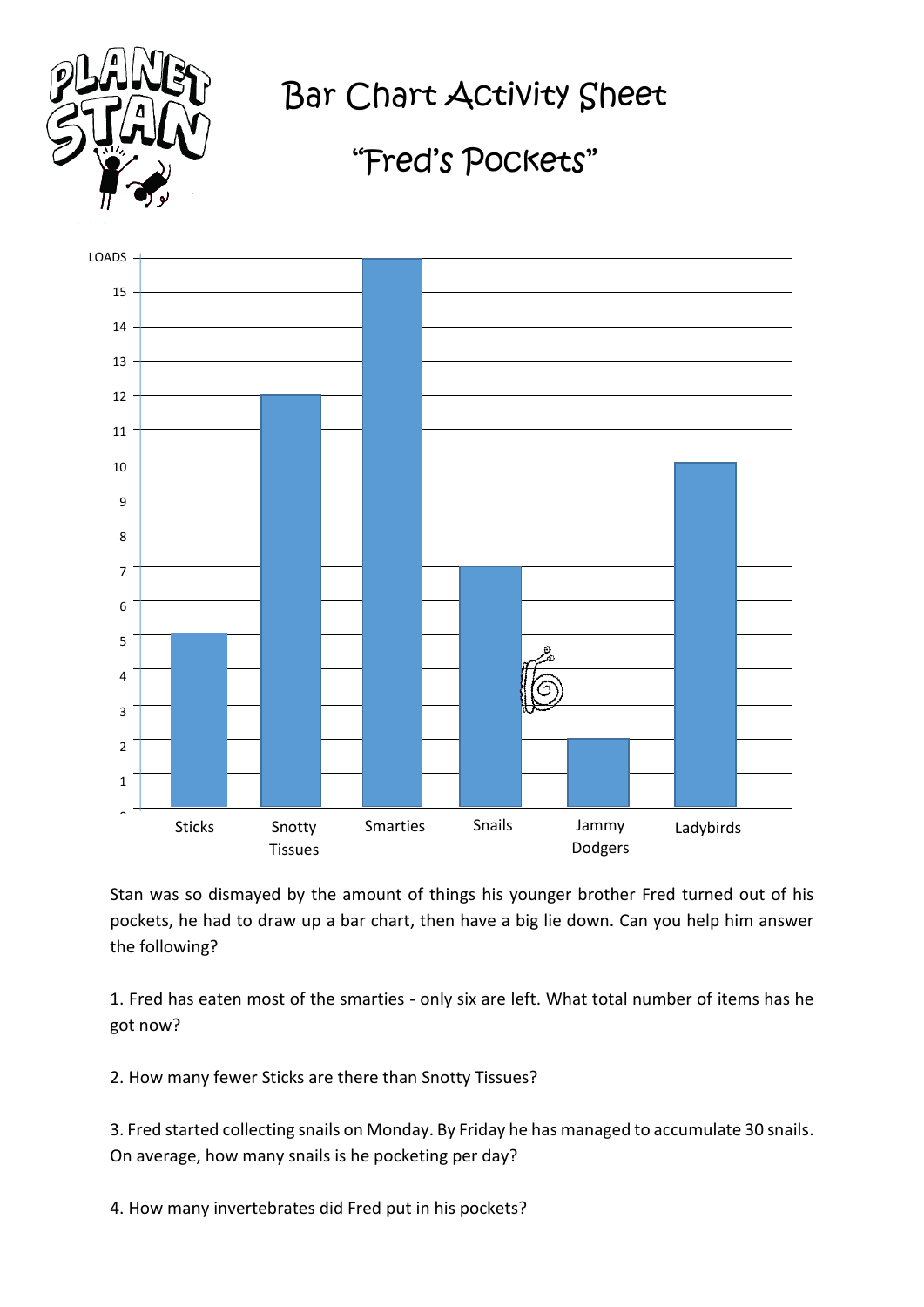# Bar Chart Activity Sheet

## "Fred's Pockets"

| Item | Amount |
| --- | --- |
| Sticks | 5 |
| Snotty Tissues | 12 |
| Smarties | LOADS |
| Snails | 7 |
| Jammy Dodgers | 2 |
| Ladybirds | 10 |

Stan was so dismayed by the amount of things his younger brother Fred turned out of his pockets, he had to draw up a bar chart, then have a big lie down. Can you help him answer the following?

1. Fred has eaten most of the smarties - only six are left. What total number of items has he got now?

2. How many fewer Sticks are there than Snotty Tissues?

3. Fred started collecting snails on Monday. By Friday he has managed to accumulate 30 snails. On average, how many snails is he pocketing per day?

4. How many invertebrates did Fred put in his pockets?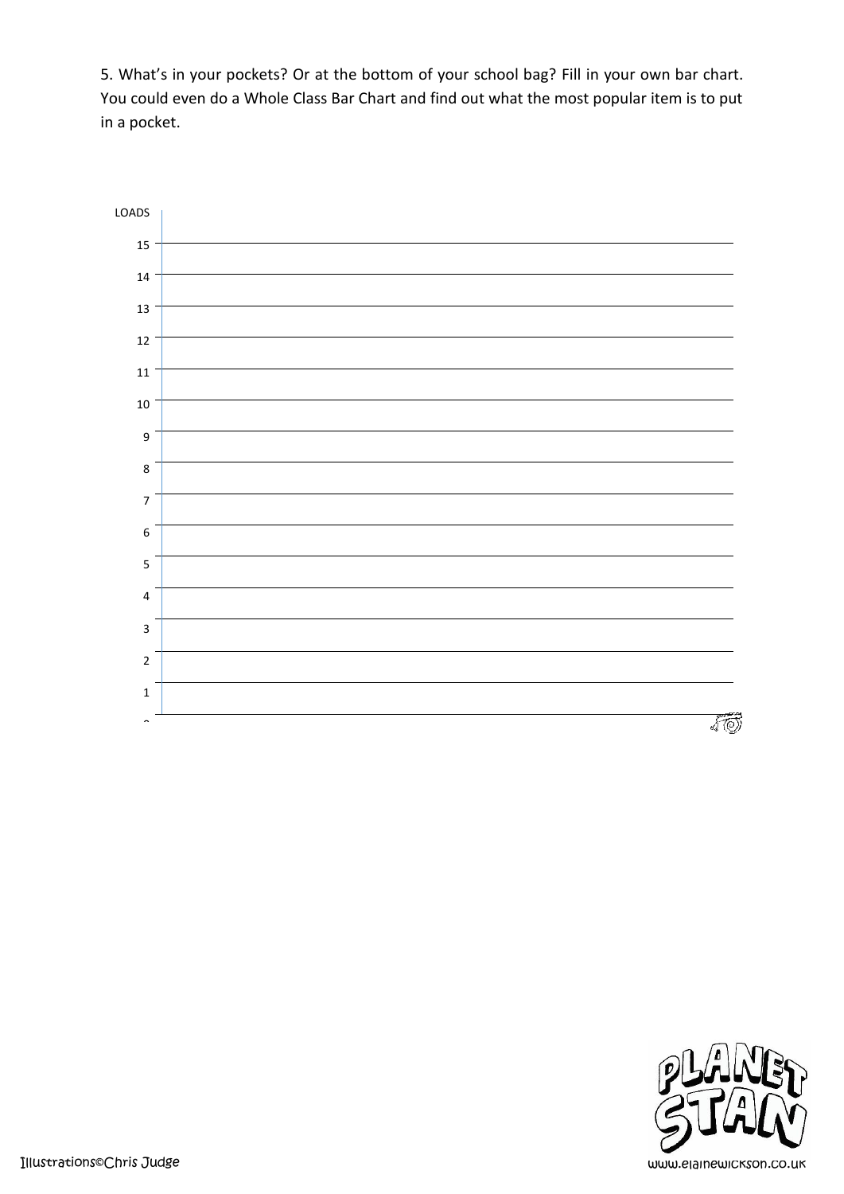5. What's in your pockets? Or at the bottom of your school bag? Fill in your own bar chart. You could even do a Whole Class Bar Chart and find out what the most popular item is to put in a pocket.

LOADS

15

14

13

12

11

10

9

8

7

6

5

4

3

2

1

0

Illustrations©Chris Judge

PLANET STAN

www.elainewickson.co.uk